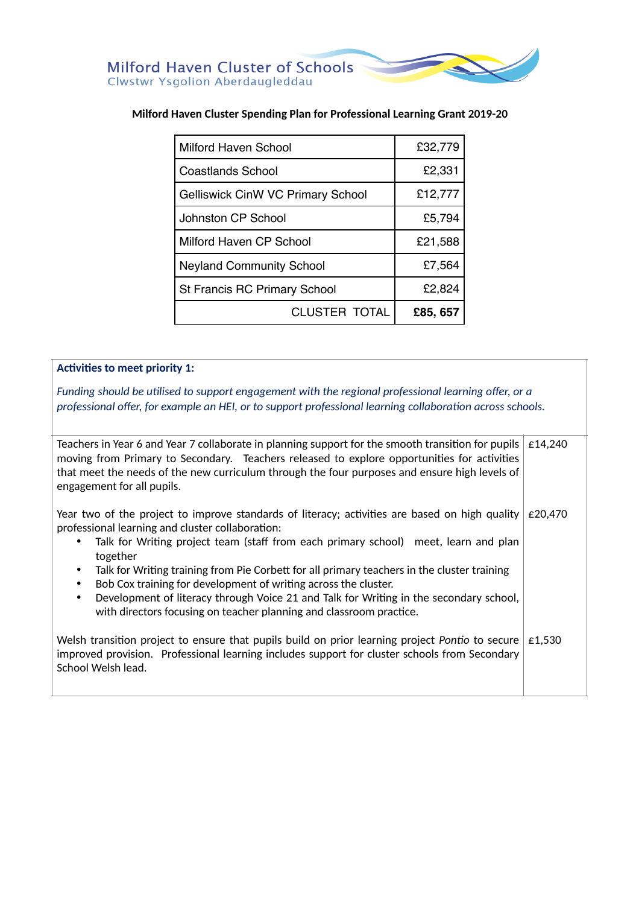Milford Haven Cluster of Schools
Clwstwr Ysgolion Aberdaugleddau

**Milford Haven Cluster Spending Plan for Professional Learning Grant 2019-20**

| | |
|---|---|
| Milford Haven School | £32,779 |
| Coastlands School | £2,331 |
| Gelliswick CinW VC Primary School | £12,777 |
| Johnston CP School | £5,794 |
| Milford Haven CP School | £21,588 |
| Neyland Community School | £7,564 |
| St Francis RC Primary School | £2,824 |
| CLUSTER TOTAL | **£85, 657** |

| **Activities to meet priority 1:**<br><br>*Funding should be utilised to support engagement with the regional professional learning offer, or a professional offer, for example an HEI, or to support professional learning collaboration across schools.* | |
|---|---|
| Teachers in Year 6 and Year 7 collaborate in planning support for the smooth transition for pupils moving from Primary to Secondary. Teachers released to explore opportunities for activities that meet the needs of the new curriculum through the four purposes and ensure high levels of engagement for all pupils. | £14,240 |
| Year two of the project to improve standards of literacy; activities are based on high quality professional learning and cluster collaboration:<br>• Talk for Writing project team (staff from each primary school) meet, learn and plan together<br>• Talk for Writing training from Pie Corbett for all primary teachers in the cluster training<br>• Bob Cox training for development of writing across the cluster.<br>• Development of literacy through Voice 21 and Talk for Writing in the secondary school, with directors focusing on teacher planning and classroom practice. | £20,470 |
| Welsh transition project to ensure that pupils build on prior learning project *Pontio* to secure improved provision. Professional learning includes support for cluster schools from Secondary School Welsh lead. | £1,530 |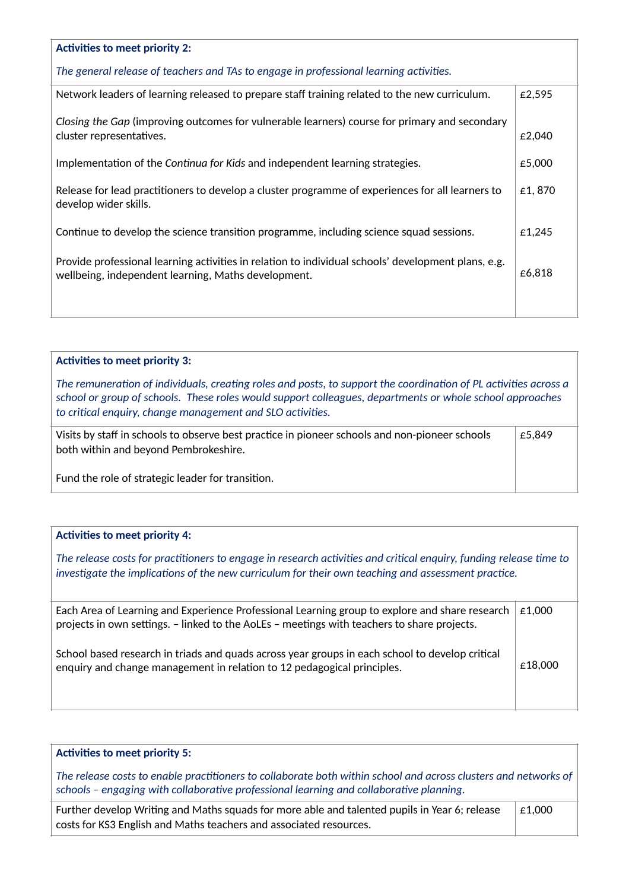| Activities to meet priority 2: *The general release of teachers and TAs to engage in professional learning activities.* | |
|---|---|
| Network leaders of learning released to prepare staff training related to the new curriculum. | £2,595 |
| *Closing the Gap* (improving outcomes for vulnerable learners) course for primary and secondary cluster representatives. | £2,040 |
| Implementation of the *Continua for Kids* and independent learning strategies. | £5,000 |
| Release for lead practitioners to develop a cluster programme of experiences for all learners to develop wider skills. | £1, 870 |
| Continue to develop the science transition programme, including science squad sessions. | £1,245 |
| Provide professional learning activities in relation to individual schools' development plans, e.g. wellbeing, independent learning, Maths development. | £6,818 |

| Activities to meet priority 3: *The remuneration of individuals, creating roles and posts, to support the coordination of PL activities across a school or group of schools. These roles would support colleagues, departments or whole school approaches to critical enquiry, change management and SLO activities.* | |
|---|---|
| Visits by staff in schools to observe best practice in pioneer schools and non-pioneer schools both within and beyond Pembrokeshire.<br><br>Fund the role of strategic leader for transition. | £5,849 |

| Activities to meet priority 4: *The release costs for practitioners to engage in research activities and critical enquiry, funding release time to investigate the implications of the new curriculum for their own teaching and assessment practice.* | |
|---|---|
| Each Area of Learning and Experience Professional Learning group to explore and share research projects in own settings. – linked to the AoLEs – meetings with teachers to share projects. | £1,000 |
| School based research in triads and quads across year groups in each school to develop critical enquiry and change management in relation to 12 pedagogical principles. | £18,000 |

| Activities to meet priority 5: *The release costs to enable practitioners to collaborate both within school and across clusters and networks of schools – engaging with collaborative professional learning and collaborative planning.* | |
|---|---|
| Further develop Writing and Maths squads for more able and talented pupils in Year 6; release costs for KS3 English and Maths teachers and associated resources. | £1,000 |